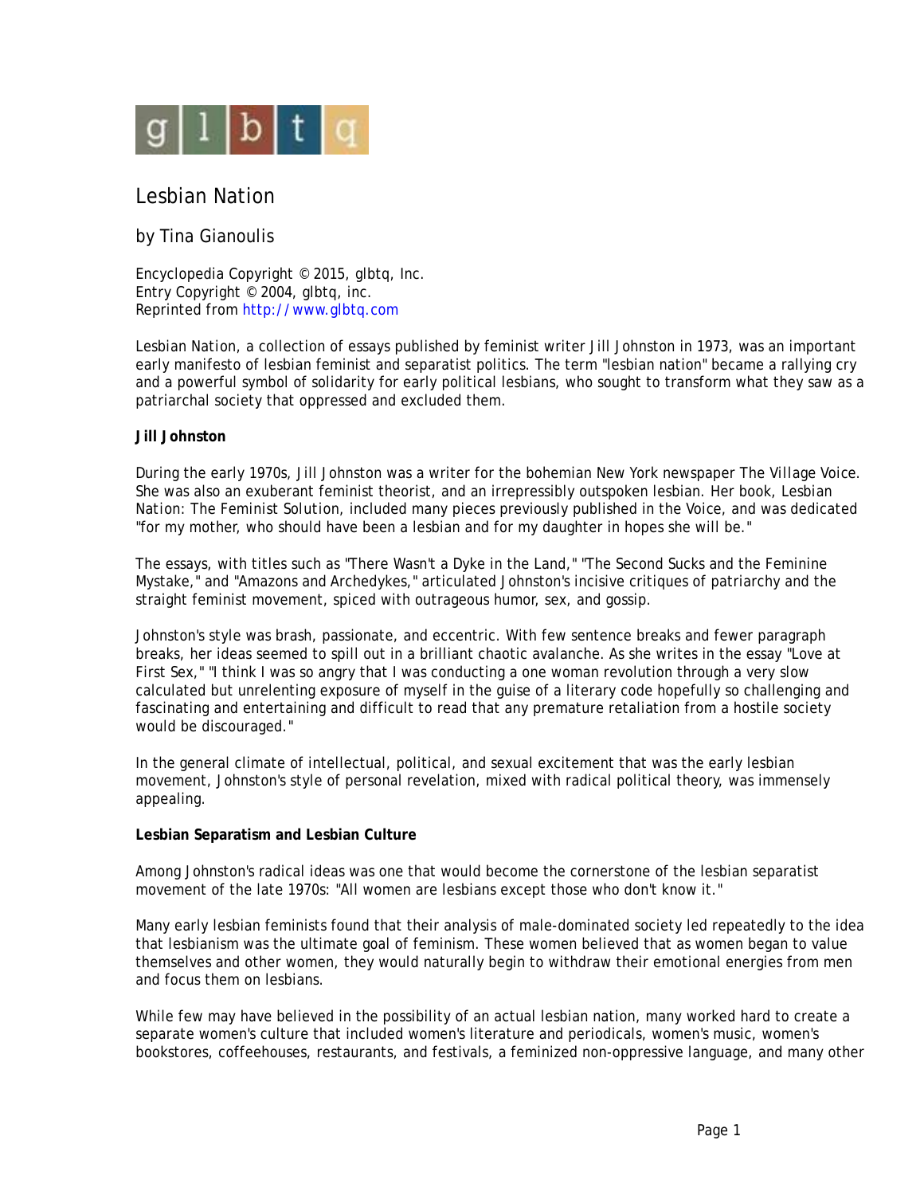# Lesbian Nation

by Tina Gianoulis

Encyclopedia Copyright © 2015, glbtq, Inc.
Entry Copyright © 2004, glbtq, inc.
Reprinted from http://www.glbtq.com

*Lesbian Nation*, a collection of essays published by feminist writer Jill Johnston in 1973, was an important early manifesto of lesbian feminist and separatist politics. The term "lesbian nation" became a rallying cry and a powerful symbol of solidarity for early political lesbians, who sought to transform what they saw as a patriarchal society that oppressed and excluded them.

**Jill Johnston**

During the early 1970s, Jill Johnston was a writer for the bohemian New York newspaper *The Village Voice*. She was also an exuberant feminist theorist, and an irrepressibly outspoken lesbian. Her book, *Lesbian Nation: The Feminist Solution*, included many pieces previously published in the *Voice*, and was dedicated "for my mother, who should have been a lesbian and for my daughter in hopes she will be."

The essays, with titles such as "There Wasn't a Dyke in the Land," "The Second Sucks and the Feminine Mystake," and "Amazons and Archedykes," articulated Johnston's incisive critiques of patriarchy and the straight feminist movement, spiced with outrageous humor, sex, and gossip.

Johnston's style was brash, passionate, and eccentric. With few sentence breaks and fewer paragraph breaks, her ideas seemed to spill out in a brilliant chaotic avalanche. As she writes in the essay "Love at First Sex," "I think I was so angry that I was conducting a one woman revolution through a very slow calculated but unrelenting exposure of myself in the guise of a literary code hopefully so challenging and fascinating and entertaining and difficult to read that any premature retaliation from a hostile society would be discouraged."

In the general climate of intellectual, political, and sexual excitement that was the early lesbian movement, Johnston's style of personal revelation, mixed with radical political theory, was immensely appealing.

**Lesbian Separatism and Lesbian Culture**

Among Johnston's radical ideas was one that would become the cornerstone of the lesbian separatist movement of the late 1970s: "All women are lesbians except those who don't know it."

Many early lesbian feminists found that their analysis of male-dominated society led repeatedly to the idea that lesbianism was the ultimate goal of feminism. These women believed that as women began to value themselves and other women, they would naturally begin to withdraw their emotional energies from men and focus them on lesbians.

While few may have believed in the possibility of an actual lesbian nation, many worked hard to create a separate women's culture that included women's literature and periodicals, women's music, women's bookstores, coffeehouses, restaurants, and festivals, a feminized non-oppressive language, and many other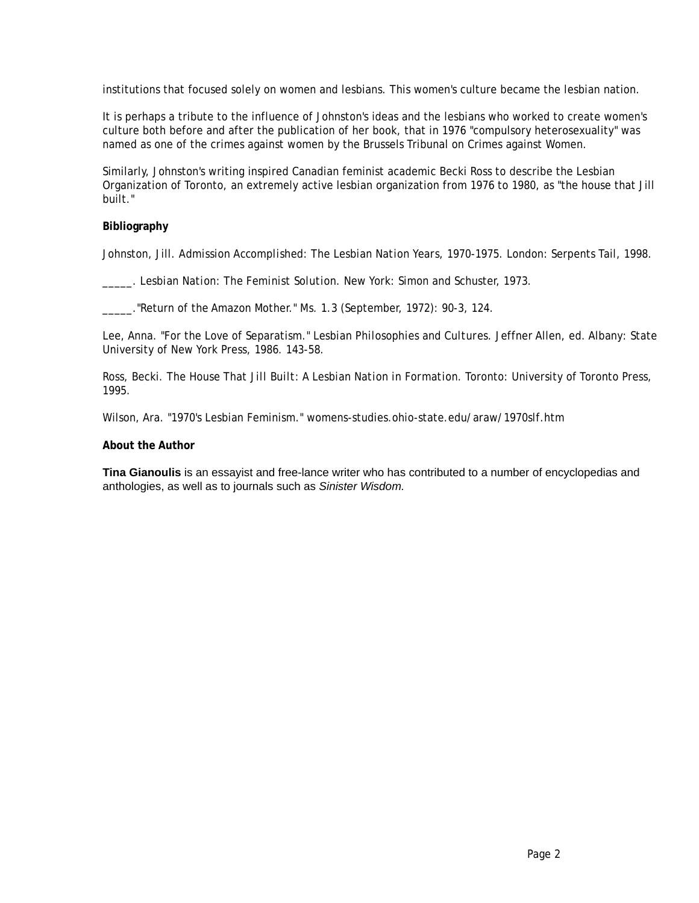institutions that focused solely on women and lesbians. This women's culture became the lesbian nation.

It is perhaps a tribute to the influence of Johnston's ideas and the lesbians who worked to create women's culture both before and after the publication of her book, that in 1976 "compulsory heterosexuality" was named as one of the crimes against women by the Brussels Tribunal on Crimes against Women.

Similarly, Johnston's writing inspired Canadian feminist academic Becki Ross to describe the Lesbian Organization of Toronto, an extremely active lesbian organization from 1976 to 1980, as "the house that Jill built."

**Bibliography**

Johnston, Jill. *Admission Accomplished: The Lesbian Nation Years, 1970-1975*. London: Serpents Tail, 1998.

_____. *Lesbian Nation: The Feminist Solution*. New York: Simon and Schuster, 1973.

_____."Return of the Amazon Mother." *Ms.* 1.3 (September, 1972): 90-3, 124.

Lee, Anna. "For the Love of Separatism." *Lesbian Philosophies and Cultures*. Jeffner Allen, ed. Albany: State University of New York Press, 1986. 143-58.

Ross, Becki. *The House That Jill Built: A Lesbian Nation in Formation*. Toronto: University of Toronto Press, 1995.

Wilson, Ara. "1970's Lesbian Feminism." womens-studies.ohio-state.edu/araw/1970slf.htm

**About the Author**

**Tina Gianoulis** is an essayist and free-lance writer who has contributed to a number of encyclopedias and anthologies, as well as to journals such as *Sinister Wisdom*.